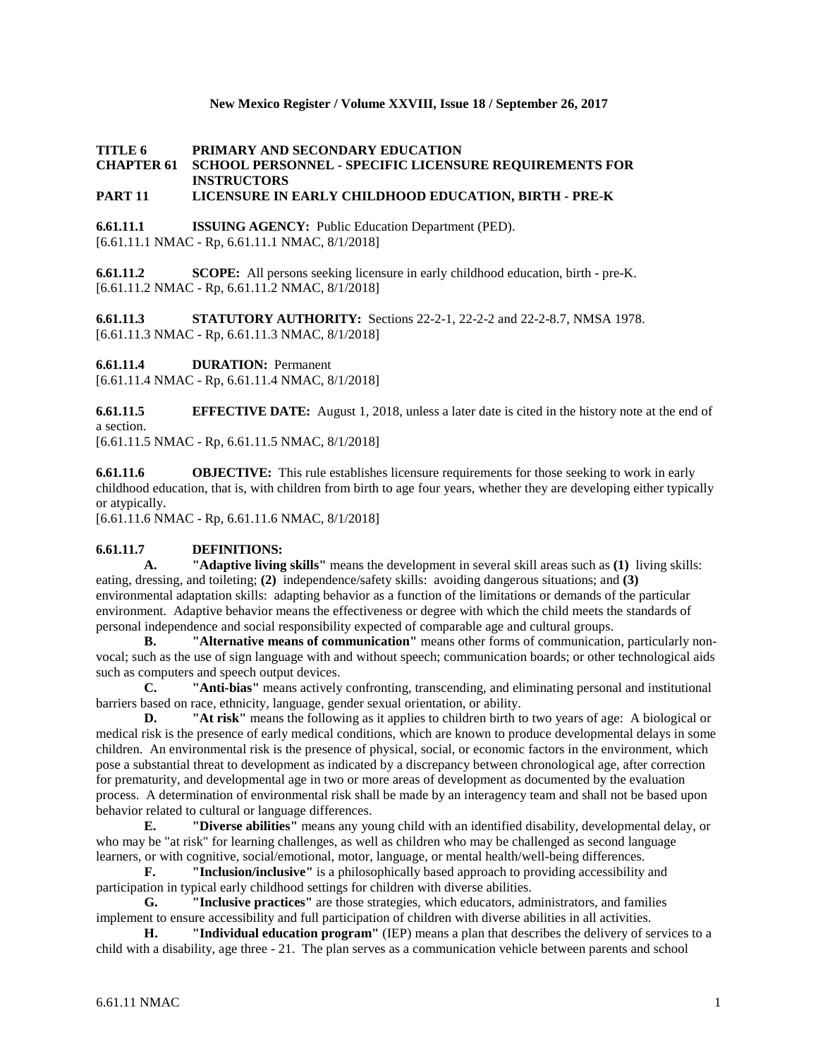**TITLE 6 PRIMARY AND SECONDARY EDUCATION**
**CHAPTER 61 SCHOOL PERSONNEL - SPECIFIC LICENSURE REQUIREMENTS FOR INSTRUCTORS**
**PART 11 LICENSURE IN EARLY CHILDHOOD EDUCATION, BIRTH - PRE-K**

**6.61.11.1 ISSUING AGENCY:** Public Education Department (PED).
[6.61.11.1 NMAC - Rp, 6.61.11.1 NMAC, 8/1/2018]

**6.61.11.2 SCOPE:** All persons seeking licensure in early childhood education, birth - pre-K.
[6.61.11.2 NMAC - Rp, 6.61.11.2 NMAC, 8/1/2018]

**6.61.11.3 STATUTORY AUTHORITY:** Sections 22-2-1, 22-2-2 and 22-2-8.7, NMSA 1978.
[6.61.11.3 NMAC - Rp, 6.61.11.3 NMAC, 8/1/2018]

**6.61.11.4 DURATION:** Permanent
[6.61.11.4 NMAC - Rp, 6.61.11.4 NMAC, 8/1/2018]

**6.61.11.5 EFFECTIVE DATE:** August 1, 2018, unless a later date is cited in the history note at the end of a section.
[6.61.11.5 NMAC - Rp, 6.61.11.5 NMAC, 8/1/2018]

**6.61.11.6 OBJECTIVE:** This rule establishes licensure requirements for those seeking to work in early childhood education, that is, with children from birth to age four years, whether they are developing either typically or atypically.
[6.61.11.6 NMAC - Rp, 6.61.11.6 NMAC, 8/1/2018]

**6.61.11.7 DEFINITIONS:**

**A. "Adaptive living skills"** means the development in several skill areas such as **(1)** living skills: eating, dressing, and toileting; **(2)** independence/safety skills: avoiding dangerous situations; and **(3)** environmental adaptation skills: adapting behavior as a function of the limitations or demands of the particular environment. Adaptive behavior means the effectiveness or degree with which the child meets the standards of personal independence and social responsibility expected of comparable age and cultural groups.

**B. "Alternative means of communication"** means other forms of communication, particularly non-vocal; such as the use of sign language with and without speech; communication boards; or other technological aids such as computers and speech output devices.

**C. "Anti-bias"** means actively confronting, transcending, and eliminating personal and institutional barriers based on race, ethnicity, language, gender sexual orientation, or ability.

**D. "At risk"** means the following as it applies to children birth to two years of age: A biological or medical risk is the presence of early medical conditions, which are known to produce developmental delays in some children. An environmental risk is the presence of physical, social, or economic factors in the environment, which pose a substantial threat to development as indicated by a discrepancy between chronological age, after correction for prematurity, and developmental age in two or more areas of development as documented by the evaluation process. A determination of environmental risk shall be made by an interagency team and shall not be based upon behavior related to cultural or language differences.

**E. "Diverse abilities"** means any young child with an identified disability, developmental delay, or who may be "at risk" for learning challenges, as well as children who may be challenged as second language learners, or with cognitive, social/emotional, motor, language, or mental health/well-being differences.

**F. "Inclusion/inclusive"** is a philosophically based approach to providing accessibility and participation in typical early childhood settings for children with diverse abilities.

**G. "Inclusive practices"** are those strategies, which educators, administrators, and families implement to ensure accessibility and full participation of children with diverse abilities in all activities.

**H. "Individual education program"** (IEP) means a plan that describes the delivery of services to a child with a disability, age three - 21. The plan serves as a communication vehicle between parents and school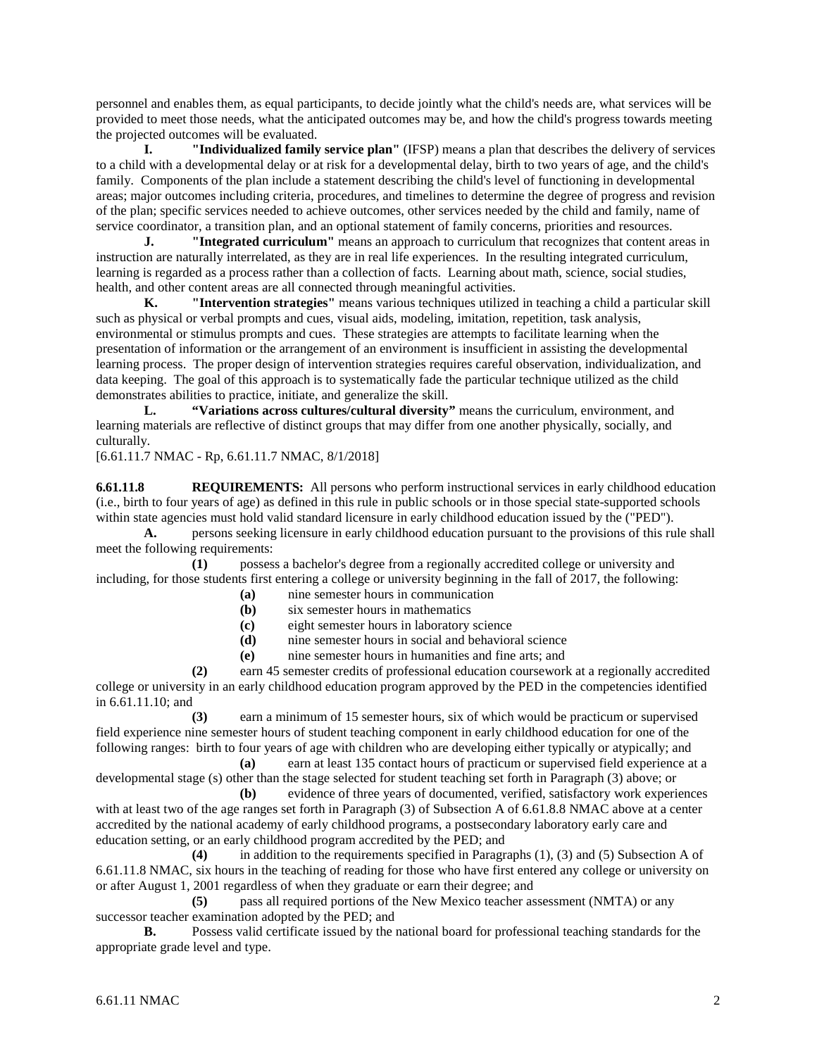personnel and enables them, as equal participants, to decide jointly what the child's needs are, what services will be provided to meet those needs, what the anticipated outcomes may be, and how the child's progress towards meeting the projected outcomes will be evaluated.

**I.** **"Individualized family service plan"** (IFSP) means a plan that describes the delivery of services to a child with a developmental delay or at risk for a developmental delay, birth to two years of age, and the child's family. Components of the plan include a statement describing the child's level of functioning in developmental areas; major outcomes including criteria, procedures, and timelines to determine the degree of progress and revision of the plan; specific services needed to achieve outcomes, other services needed by the child and family, name of service coordinator, a transition plan, and an optional statement of family concerns, priorities and resources.

**J.** **"Integrated curriculum"** means an approach to curriculum that recognizes that content areas in instruction are naturally interrelated, as they are in real life experiences. In the resulting integrated curriculum, learning is regarded as a process rather than a collection of facts. Learning about math, science, social studies, health, and other content areas are all connected through meaningful activities.

**K.** **"Intervention strategies"** means various techniques utilized in teaching a child a particular skill such as physical or verbal prompts and cues, visual aids, modeling, imitation, repetition, task analysis, environmental or stimulus prompts and cues. These strategies are attempts to facilitate learning when the presentation of information or the arrangement of an environment is insufficient in assisting the developmental learning process. The proper design of intervention strategies requires careful observation, individualization, and data keeping. The goal of this approach is to systematically fade the particular technique utilized as the child demonstrates abilities to practice, initiate, and generalize the skill.

**L.** **"Variations across cultures/cultural diversity"** means the curriculum, environment, and learning materials are reflective of distinct groups that may differ from one another physically, socially, and culturally.

[6.61.11.7 NMAC - Rp, 6.61.11.7 NMAC, 8/1/2018]

**6.61.11.8** **REQUIREMENTS:** All persons who perform instructional services in early childhood education (i.e., birth to four years of age) as defined in this rule in public schools or in those special state-supported schools within state agencies must hold valid standard licensure in early childhood education issued by the ("PED").

**A.** persons seeking licensure in early childhood education pursuant to the provisions of this rule shall meet the following requirements:

**(1)** possess a bachelor's degree from a regionally accredited college or university and including, for those students first entering a college or university beginning in the fall of 2017, the following:

**(a)** nine semester hours in communication

**(b)** six semester hours in mathematics

**(c)** eight semester hours in laboratory science

**(d)** nine semester hours in social and behavioral science

**(e)** nine semester hours in humanities and fine arts; and

**(2)** earn 45 semester credits of professional education coursework at a regionally accredited college or university in an early childhood education program approved by the PED in the competencies identified in 6.61.11.10; and

**(3)** earn a minimum of 15 semester hours, six of which would be practicum or supervised field experience nine semester hours of student teaching component in early childhood education for one of the following ranges: birth to four years of age with children who are developing either typically or atypically; and

**(a)** earn at least 135 contact hours of practicum or supervised field experience at a developmental stage (s) other than the stage selected for student teaching set forth in Paragraph (3) above; or

**(b)** evidence of three years of documented, verified, satisfactory work experiences with at least two of the age ranges set forth in Paragraph (3) of Subsection A of 6.61.8.8 NMAC above at a center accredited by the national academy of early childhood programs, a postsecondary laboratory early care and education setting, or an early childhood program accredited by the PED; and

**(4)** in addition to the requirements specified in Paragraphs (1), (3) and (5) Subsection A of 6.61.11.8 NMAC, six hours in the teaching of reading for those who have first entered any college or university on or after August 1, 2001 regardless of when they graduate or earn their degree; and

**(5)** pass all required portions of the New Mexico teacher assessment (NMTA) or any successor teacher examination adopted by the PED; and

**B.** Possess valid certificate issued by the national board for professional teaching standards for the appropriate grade level and type.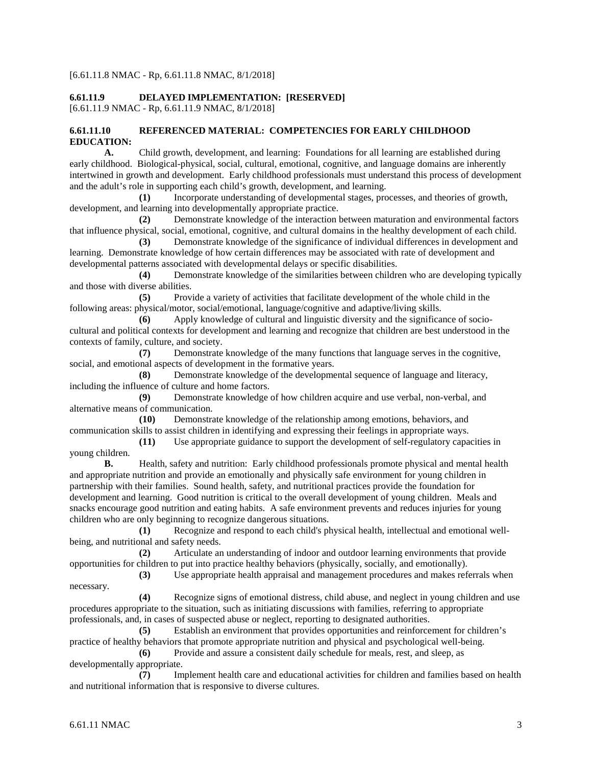[6.61.11.8 NMAC - Rp, 6.61.11.8 NMAC, 8/1/2018]

**6.61.11.9 DELAYED IMPLEMENTATION: [RESERVED]**
[6.61.11.9 NMAC - Rp, 6.61.11.9 NMAC, 8/1/2018]

**6.61.11.10 REFERENCED MATERIAL: COMPETENCIES FOR EARLY CHILDHOOD EDUCATION:**

**A.** Child growth, development, and learning: Foundations for all learning are established during early childhood. Biological-physical, social, cultural, emotional, cognitive, and language domains are inherently intertwined in growth and development. Early childhood professionals must understand this process of development and the adult's role in supporting each child's growth, development, and learning.

**(1)** Incorporate understanding of developmental stages, processes, and theories of growth, development, and learning into developmentally appropriate practice.

**(2)** Demonstrate knowledge of the interaction between maturation and environmental factors that influence physical, social, emotional, cognitive, and cultural domains in the healthy development of each child.

**(3)** Demonstrate knowledge of the significance of individual differences in development and learning. Demonstrate knowledge of how certain differences may be associated with rate of development and developmental patterns associated with developmental delays or specific disabilities.

**(4)** Demonstrate knowledge of the similarities between children who are developing typically and those with diverse abilities.

**(5)** Provide a variety of activities that facilitate development of the whole child in the following areas: physical/motor, social/emotional, language/cognitive and adaptive/living skills.

**(6)** Apply knowledge of cultural and linguistic diversity and the significance of socio-cultural and political contexts for development and learning and recognize that children are best understood in the contexts of family, culture, and society.

**(7)** Demonstrate knowledge of the many functions that language serves in the cognitive, social, and emotional aspects of development in the formative years.

**(8)** Demonstrate knowledge of the developmental sequence of language and literacy, including the influence of culture and home factors.

**(9)** Demonstrate knowledge of how children acquire and use verbal, non-verbal, and alternative means of communication.

**(10)** Demonstrate knowledge of the relationship among emotions, behaviors, and communication skills to assist children in identifying and expressing their feelings in appropriate ways.

**(11)** Use appropriate guidance to support the development of self-regulatory capacities in young children.

**B.** Health, safety and nutrition: Early childhood professionals promote physical and mental health and appropriate nutrition and provide an emotionally and physically safe environment for young children in partnership with their families. Sound health, safety, and nutritional practices provide the foundation for development and learning. Good nutrition is critical to the overall development of young children. Meals and snacks encourage good nutrition and eating habits. A safe environment prevents and reduces injuries for young children who are only beginning to recognize dangerous situations.

**(1)** Recognize and respond to each child's physical health, intellectual and emotional well-being, and nutritional and safety needs.

**(2)** Articulate an understanding of indoor and outdoor learning environments that provide opportunities for children to put into practice healthy behaviors (physically, socially, and emotionally).

**(3)** Use appropriate health appraisal and management procedures and makes referrals when necessary.

**(4)** Recognize signs of emotional distress, child abuse, and neglect in young children and use procedures appropriate to the situation, such as initiating discussions with families, referring to appropriate professionals, and, in cases of suspected abuse or neglect, reporting to designated authorities.

**(5)** Establish an environment that provides opportunities and reinforcement for children's practice of healthy behaviors that promote appropriate nutrition and physical and psychological well-being.

**(6)** Provide and assure a consistent daily schedule for meals, rest, and sleep, as developmentally appropriate.

**(7)** Implement health care and educational activities for children and families based on health and nutritional information that is responsive to diverse cultures.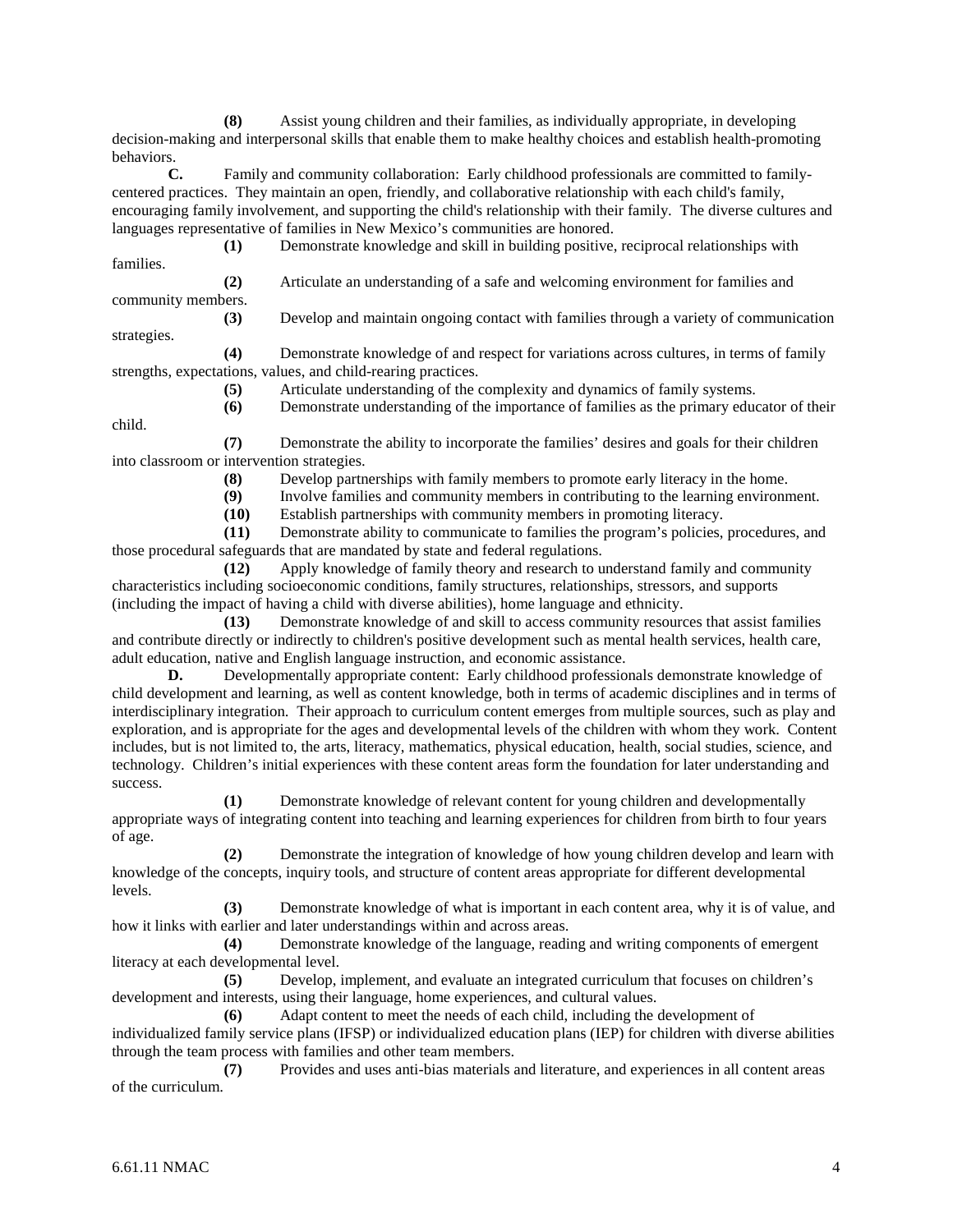**(8)** Assist young children and their families, as individually appropriate, in developing decision-making and interpersonal skills that enable them to make healthy choices and establish health-promoting behaviors.

**C.** Family and community collaboration: Early childhood professionals are committed to family-centered practices. They maintain an open, friendly, and collaborative relationship with each child's family, encouraging family involvement, and supporting the child's relationship with their family. The diverse cultures and languages representative of families in New Mexico's communities are honored.

**(1)** Demonstrate knowledge and skill in building positive, reciprocal relationships with families.

**(2)** Articulate an understanding of a safe and welcoming environment for families and community members.

**(3)** Develop and maintain ongoing contact with families through a variety of communication strategies.

**(4)** Demonstrate knowledge of and respect for variations across cultures, in terms of family strengths, expectations, values, and child-rearing practices.

**(5)** Articulate understanding of the complexity and dynamics of family systems.

**(6)** Demonstrate understanding of the importance of families as the primary educator of their child.

**(7)** Demonstrate the ability to incorporate the families' desires and goals for their children into classroom or intervention strategies.

**(8)** Develop partnerships with family members to promote early literacy in the home.

**(9)** Involve families and community members in contributing to the learning environment.

**(10)** Establish partnerships with community members in promoting literacy.

**(11)** Demonstrate ability to communicate to families the program's policies, procedures, and those procedural safeguards that are mandated by state and federal regulations.

**(12)** Apply knowledge of family theory and research to understand family and community characteristics including socioeconomic conditions, family structures, relationships, stressors, and supports (including the impact of having a child with diverse abilities), home language and ethnicity.

**(13)** Demonstrate knowledge of and skill to access community resources that assist families and contribute directly or indirectly to children's positive development such as mental health services, health care, adult education, native and English language instruction, and economic assistance.

**D.** Developmentally appropriate content: Early childhood professionals demonstrate knowledge of child development and learning, as well as content knowledge, both in terms of academic disciplines and in terms of interdisciplinary integration. Their approach to curriculum content emerges from multiple sources, such as play and exploration, and is appropriate for the ages and developmental levels of the children with whom they work. Content includes, but is not limited to, the arts, literacy, mathematics, physical education, health, social studies, science, and technology. Children's initial experiences with these content areas form the foundation for later understanding and success.

**(1)** Demonstrate knowledge of relevant content for young children and developmentally appropriate ways of integrating content into teaching and learning experiences for children from birth to four years of age.

**(2)** Demonstrate the integration of knowledge of how young children develop and learn with knowledge of the concepts, inquiry tools, and structure of content areas appropriate for different developmental levels.

**(3)** Demonstrate knowledge of what is important in each content area, why it is of value, and how it links with earlier and later understandings within and across areas.

**(4)** Demonstrate knowledge of the language, reading and writing components of emergent literacy at each developmental level.

**(5)** Develop, implement, and evaluate an integrated curriculum that focuses on children's development and interests, using their language, home experiences, and cultural values.

**(6)** Adapt content to meet the needs of each child, including the development of individualized family service plans (IFSP) or individualized education plans (IEP) for children with diverse abilities through the team process with families and other team members.

**(7)** Provides and uses anti-bias materials and literature, and experiences in all content areas of the curriculum.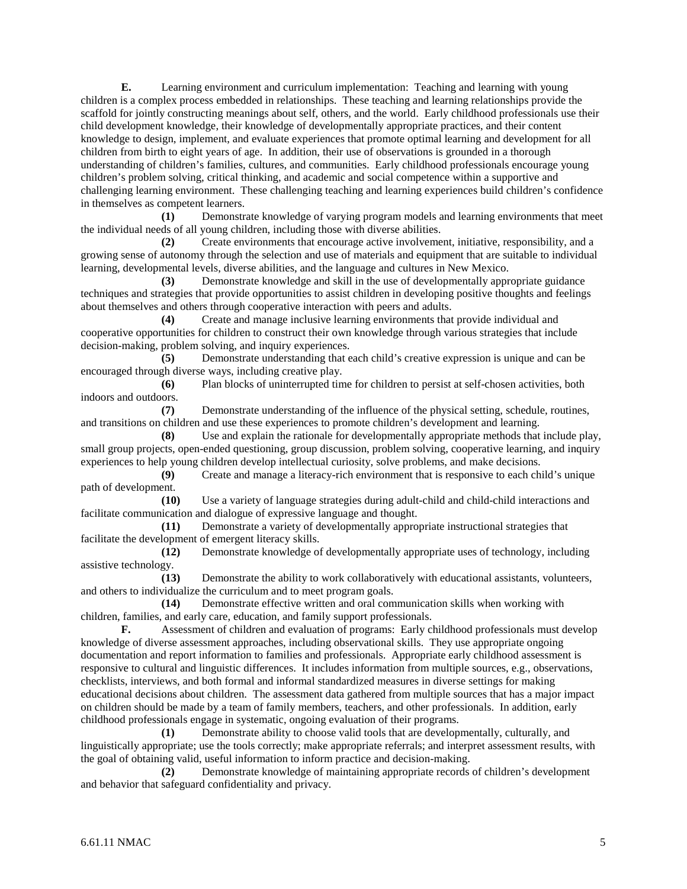**E.** Learning environment and curriculum implementation: Teaching and learning with young children is a complex process embedded in relationships. These teaching and learning relationships provide the scaffold for jointly constructing meanings about self, others, and the world. Early childhood professionals use their child development knowledge, their knowledge of developmentally appropriate practices, and their content knowledge to design, implement, and evaluate experiences that promote optimal learning and development for all children from birth to eight years of age. In addition, their use of observations is grounded in a thorough understanding of children's families, cultures, and communities. Early childhood professionals encourage young children's problem solving, critical thinking, and academic and social competence within a supportive and challenging learning environment. These challenging teaching and learning experiences build children's confidence in themselves as competent learners.

**(1)** Demonstrate knowledge of varying program models and learning environments that meet the individual needs of all young children, including those with diverse abilities.

**(2)** Create environments that encourage active involvement, initiative, responsibility, and a growing sense of autonomy through the selection and use of materials and equipment that are suitable to individual learning, developmental levels, diverse abilities, and the language and cultures in New Mexico.

**(3)** Demonstrate knowledge and skill in the use of developmentally appropriate guidance techniques and strategies that provide opportunities to assist children in developing positive thoughts and feelings about themselves and others through cooperative interaction with peers and adults.

**(4)** Create and manage inclusive learning environments that provide individual and cooperative opportunities for children to construct their own knowledge through various strategies that include decision-making, problem solving, and inquiry experiences.

**(5)** Demonstrate understanding that each child's creative expression is unique and can be encouraged through diverse ways, including creative play.

**(6)** Plan blocks of uninterrupted time for children to persist at self-chosen activities, both indoors and outdoors.

**(7)** Demonstrate understanding of the influence of the physical setting, schedule, routines, and transitions on children and use these experiences to promote children's development and learning.

**(8)** Use and explain the rationale for developmentally appropriate methods that include play, small group projects, open-ended questioning, group discussion, problem solving, cooperative learning, and inquiry experiences to help young children develop intellectual curiosity, solve problems, and make decisions.

**(9)** Create and manage a literacy-rich environment that is responsive to each child's unique path of development.

**(10)** Use a variety of language strategies during adult-child and child-child interactions and facilitate communication and dialogue of expressive language and thought.

**(11)** Demonstrate a variety of developmentally appropriate instructional strategies that facilitate the development of emergent literacy skills.

**(12)** Demonstrate knowledge of developmentally appropriate uses of technology, including assistive technology.

**(13)** Demonstrate the ability to work collaboratively with educational assistants, volunteers, and others to individualize the curriculum and to meet program goals.

**(14)** Demonstrate effective written and oral communication skills when working with children, families, and early care, education, and family support professionals.

**F.** Assessment of children and evaluation of programs: Early childhood professionals must develop knowledge of diverse assessment approaches, including observational skills. They use appropriate ongoing documentation and report information to families and professionals. Appropriate early childhood assessment is responsive to cultural and linguistic differences. It includes information from multiple sources, e.g., observations, checklists, interviews, and both formal and informal standardized measures in diverse settings for making educational decisions about children. The assessment data gathered from multiple sources that has a major impact on children should be made by a team of family members, teachers, and other professionals. In addition, early childhood professionals engage in systematic, ongoing evaluation of their programs.

**(1)** Demonstrate ability to choose valid tools that are developmentally, culturally, and linguistically appropriate; use the tools correctly; make appropriate referrals; and interpret assessment results, with the goal of obtaining valid, useful information to inform practice and decision-making.

**(2)** Demonstrate knowledge of maintaining appropriate records of children's development and behavior that safeguard confidentiality and privacy.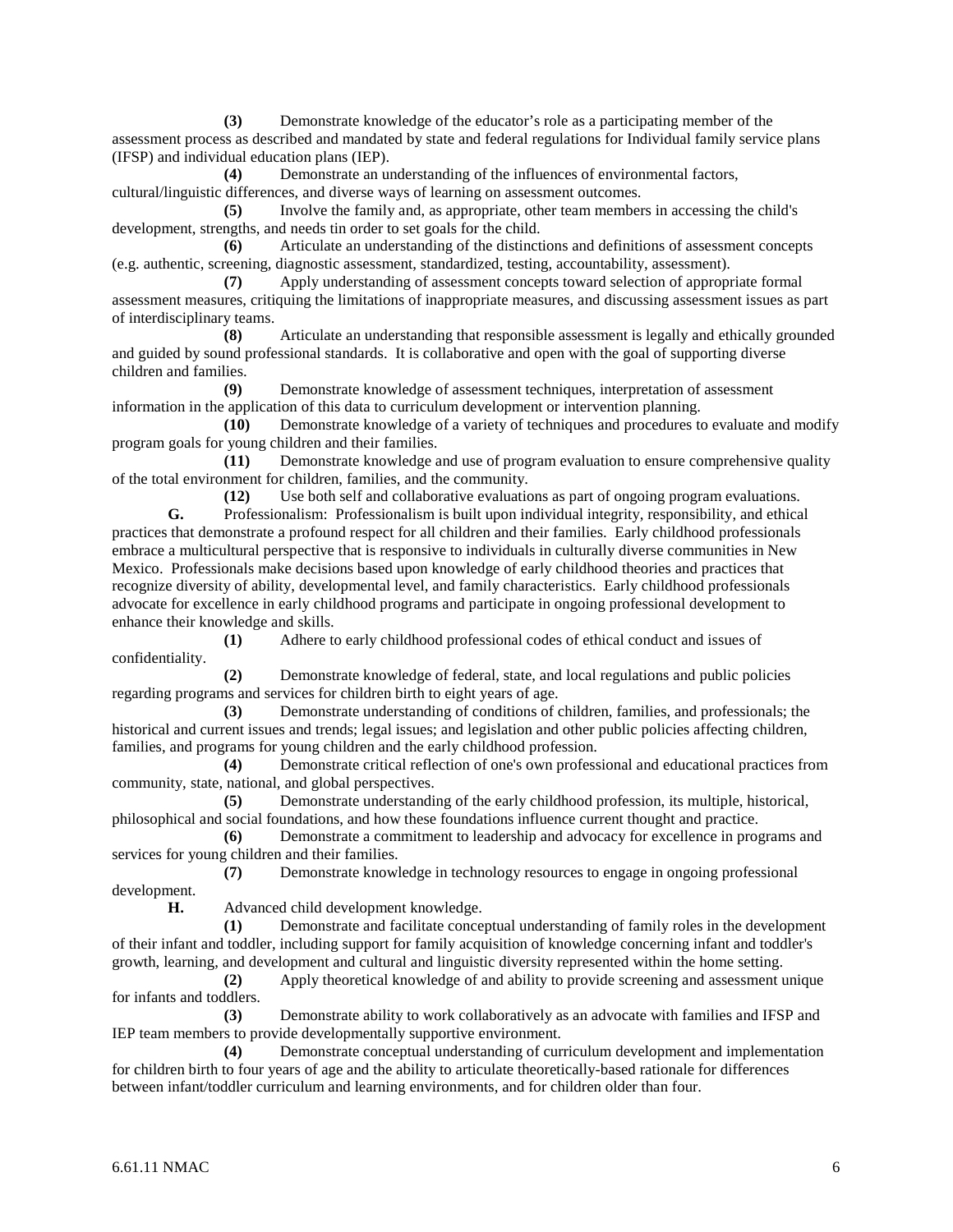**(3)** Demonstrate knowledge of the educator's role as a participating member of the assessment process as described and mandated by state and federal regulations for Individual family service plans (IFSP) and individual education plans (IEP).

**(4)** Demonstrate an understanding of the influences of environmental factors, cultural/linguistic differences, and diverse ways of learning on assessment outcomes.

**(5)** Involve the family and, as appropriate, other team members in accessing the child's development, strengths, and needs tin order to set goals for the child.

**(6)** Articulate an understanding of the distinctions and definitions of assessment concepts (e.g. authentic, screening, diagnostic assessment, standardized, testing, accountability, assessment).

**(7)** Apply understanding of assessment concepts toward selection of appropriate formal assessment measures, critiquing the limitations of inappropriate measures, and discussing assessment issues as part of interdisciplinary teams.

**(8)** Articulate an understanding that responsible assessment is legally and ethically grounded and guided by sound professional standards. It is collaborative and open with the goal of supporting diverse children and families.

**(9)** Demonstrate knowledge of assessment techniques, interpretation of assessment information in the application of this data to curriculum development or intervention planning.

**(10)** Demonstrate knowledge of a variety of techniques and procedures to evaluate and modify program goals for young children and their families.

**(11)** Demonstrate knowledge and use of program evaluation to ensure comprehensive quality of the total environment for children, families, and the community.

**(12)** Use both self and collaborative evaluations as part of ongoing program evaluations.

**G.** Professionalism: Professionalism is built upon individual integrity, responsibility, and ethical practices that demonstrate a profound respect for all children and their families. Early childhood professionals embrace a multicultural perspective that is responsive to individuals in culturally diverse communities in New Mexico. Professionals make decisions based upon knowledge of early childhood theories and practices that recognize diversity of ability, developmental level, and family characteristics. Early childhood professionals advocate for excellence in early childhood programs and participate in ongoing professional development to enhance their knowledge and skills.

**(1)** Adhere to early childhood professional codes of ethical conduct and issues of confidentiality.

**(2)** Demonstrate knowledge of federal, state, and local regulations and public policies regarding programs and services for children birth to eight years of age.

**(3)** Demonstrate understanding of conditions of children, families, and professionals; the historical and current issues and trends; legal issues; and legislation and other public policies affecting children, families, and programs for young children and the early childhood profession.

**(4)** Demonstrate critical reflection of one's own professional and educational practices from community, state, national, and global perspectives.

**(5)** Demonstrate understanding of the early childhood profession, its multiple, historical, philosophical and social foundations, and how these foundations influence current thought and practice.

**(6)** Demonstrate a commitment to leadership and advocacy for excellence in programs and services for young children and their families.

**(7)** Demonstrate knowledge in technology resources to engage in ongoing professional development.

**H.** Advanced child development knowledge.

**(1)** Demonstrate and facilitate conceptual understanding of family roles in the development of their infant and toddler, including support for family acquisition of knowledge concerning infant and toddler's growth, learning, and development and cultural and linguistic diversity represented within the home setting.

**(2)** Apply theoretical knowledge of and ability to provide screening and assessment unique for infants and toddlers.

**(3)** Demonstrate ability to work collaboratively as an advocate with families and IFSP and IEP team members to provide developmentally supportive environment.

**(4)** Demonstrate conceptual understanding of curriculum development and implementation for children birth to four years of age and the ability to articulate theoretically-based rationale for differences between infant/toddler curriculum and learning environments, and for children older than four.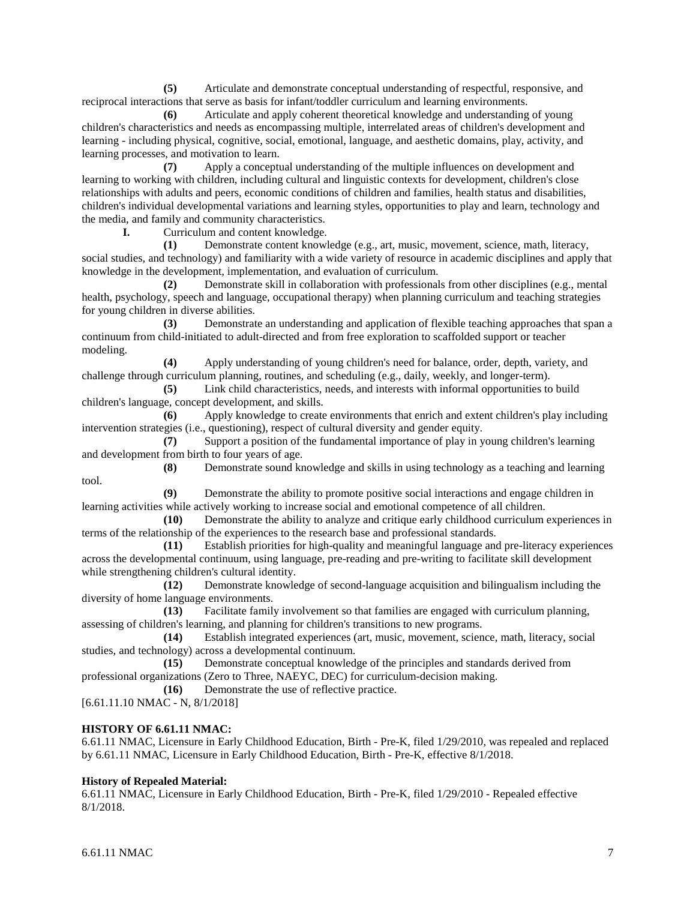**(5)** Articulate and demonstrate conceptual understanding of respectful, responsive, and reciprocal interactions that serve as basis for infant/toddler curriculum and learning environments.

**(6)** Articulate and apply coherent theoretical knowledge and understanding of young children's characteristics and needs as encompassing multiple, interrelated areas of children's development and learning - including physical, cognitive, social, emotional, language, and aesthetic domains, play, activity, and learning processes, and motivation to learn.

**(7)** Apply a conceptual understanding of the multiple influences on development and learning to working with children, including cultural and linguistic contexts for development, children's close relationships with adults and peers, economic conditions of children and families, health status and disabilities, children's individual developmental variations and learning styles, opportunities to play and learn, technology and the media, and family and community characteristics.

**I.** Curriculum and content knowledge.

**(1)** Demonstrate content knowledge (e.g., art, music, movement, science, math, literacy, social studies, and technology) and familiarity with a wide variety of resource in academic disciplines and apply that knowledge in the development, implementation, and evaluation of curriculum.

**(2)** Demonstrate skill in collaboration with professionals from other disciplines (e.g., mental health, psychology, speech and language, occupational therapy) when planning curriculum and teaching strategies for young children in diverse abilities.

**(3)** Demonstrate an understanding and application of flexible teaching approaches that span a continuum from child-initiated to adult-directed and from free exploration to scaffolded support or teacher modeling.

**(4)** Apply understanding of young children's need for balance, order, depth, variety, and challenge through curriculum planning, routines, and scheduling (e.g., daily, weekly, and longer-term).

**(5)** Link child characteristics, needs, and interests with informal opportunities to build children's language, concept development, and skills.

**(6)** Apply knowledge to create environments that enrich and extent children's play including intervention strategies (i.e., questioning), respect of cultural diversity and gender equity.

**(7)** Support a position of the fundamental importance of play in young children's learning and development from birth to four years of age.

**(8)** Demonstrate sound knowledge and skills in using technology as a teaching and learning tool.

**(9)** Demonstrate the ability to promote positive social interactions and engage children in learning activities while actively working to increase social and emotional competence of all children.

**(10)** Demonstrate the ability to analyze and critique early childhood curriculum experiences in terms of the relationship of the experiences to the research base and professional standards.

**(11)** Establish priorities for high-quality and meaningful language and pre-literacy experiences across the developmental continuum, using language, pre-reading and pre-writing to facilitate skill development while strengthening children's cultural identity.

**(12)** Demonstrate knowledge of second-language acquisition and bilingualism including the diversity of home language environments.

**(13)** Facilitate family involvement so that families are engaged with curriculum planning, assessing of children's learning, and planning for children's transitions to new programs.

**(14)** Establish integrated experiences (art, music, movement, science, math, literacy, social studies, and technology) across a developmental continuum.

**(15)** Demonstrate conceptual knowledge of the principles and standards derived from professional organizations (Zero to Three, NAEYC, DEC) for curriculum-decision making.

**(16)** Demonstrate the use of reflective practice.

[6.61.11.10 NMAC - N, 8/1/2018]

**HISTORY OF 6.61.11 NMAC:**

6.61.11 NMAC, Licensure in Early Childhood Education, Birth - Pre-K, filed 1/29/2010, was repealed and replaced by 6.61.11 NMAC, Licensure in Early Childhood Education, Birth - Pre-K, effective 8/1/2018.

**History of Repealed Material:**

6.61.11 NMAC, Licensure in Early Childhood Education, Birth - Pre-K, filed 1/29/2010 - Repealed effective 8/1/2018.